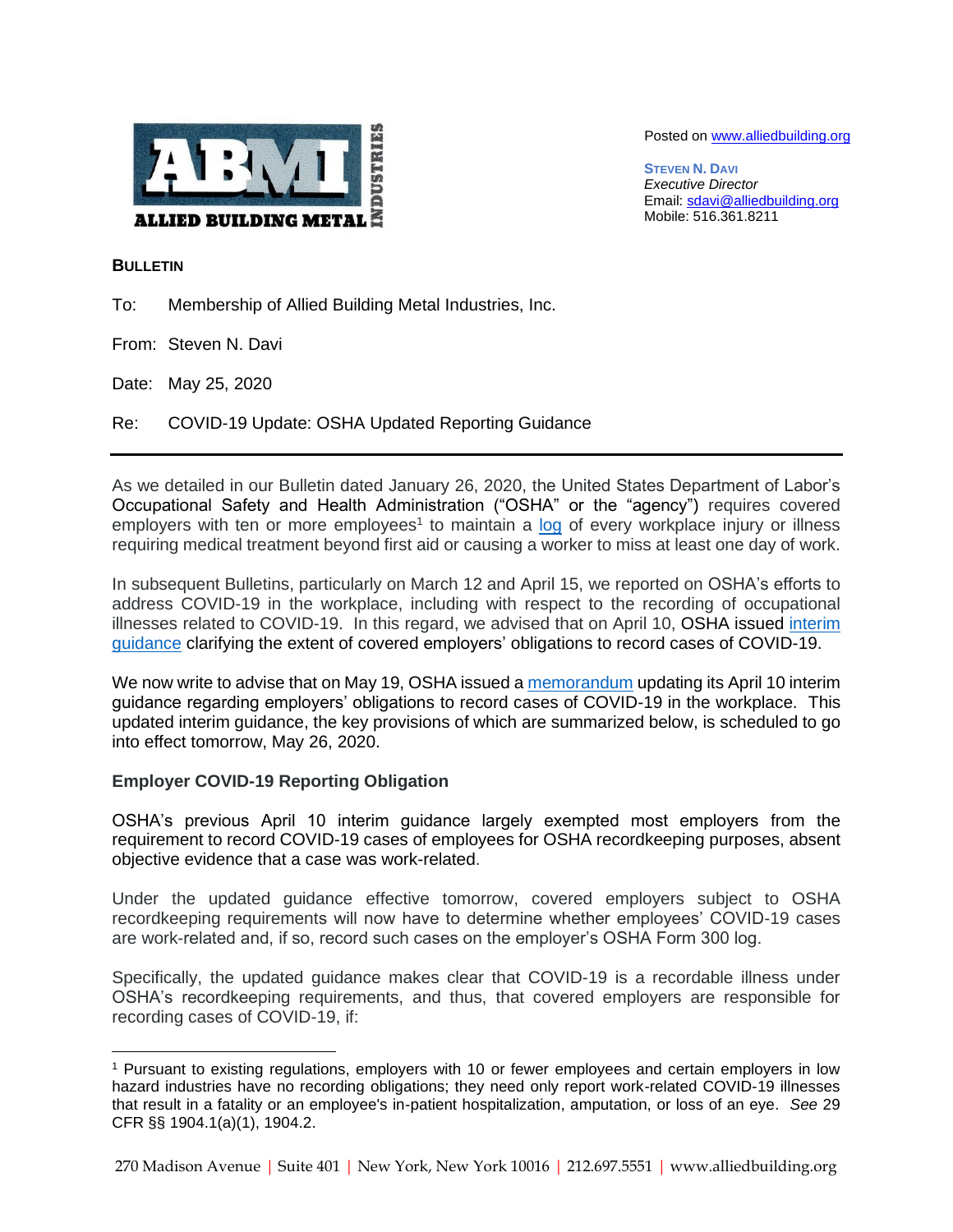ABMI INDUSTRIES
ALLIED BUILDING METAL

Posted on www.alliedbuilding.org

**STEVEN N. DAVI**
*Executive Director*
Email: sdavi@alliedbuilding.org
Mobile: 516.361.8211

**BULLETIN**

To: Membership of Allied Building Metal Industries, Inc.

From: Steven N. Davi

Date: May 25, 2020

Re: COVID-19 Update: OSHA Updated Reporting Guidance

---

As we detailed in our Bulletin dated January 26, 2020, the United States Department of Labor's Occupational Safety and Health Administration ("OSHA" or the "agency") requires covered employers with ten or more employees[1] to maintain a log of every workplace injury or illness requiring medical treatment beyond first aid or causing a worker to miss at least one day of work.

In subsequent Bulletins, particularly on March 12 and April 15, we reported on OSHA's efforts to address COVID-19 in the workplace, including with respect to the recording of occupational illnesses related to COVID-19. In this regard, we advised that on April 10, OSHA issued interim guidance clarifying the extent of covered employers' obligations to record cases of COVID-19.

We now write to advise that on May 19, OSHA issued a memorandum updating its April 10 interim guidance regarding employers' obligations to record cases of COVID-19 in the workplace. This updated interim guidance, the key provisions of which are summarized below, is scheduled to go into effect tomorrow, May 26, 2020.

**Employer COVID-19 Reporting Obligation**

OSHA's previous April 10 interim guidance largely exempted most employers from the requirement to record COVID-19 cases of employees for OSHA recordkeeping purposes, absent objective evidence that a case was work-related.

Under the updated guidance effective tomorrow, covered employers subject to OSHA recordkeeping requirements will now have to determine whether employees' COVID-19 cases are work-related and, if so, record such cases on the employer's OSHA Form 300 log.

Specifically, the updated guidance makes clear that COVID-19 is a recordable illness under OSHA's recordkeeping requirements, and thus, that covered employers are responsible for recording cases of COVID-19, if:

---

[1] Pursuant to existing regulations, employers with 10 or fewer employees and certain employers in low hazard industries have no recording obligations; they need only report work-related COVID-19 illnesses that result in a fatality or an employee's in-patient hospitalization, amputation, or loss of an eye. *See* 29 CFR §§ 1904.1(a)(1), 1904.2.

270 Madison Avenue | Suite 401 | New York, New York 10016 | 212.697.5551 | www.alliedbuilding.org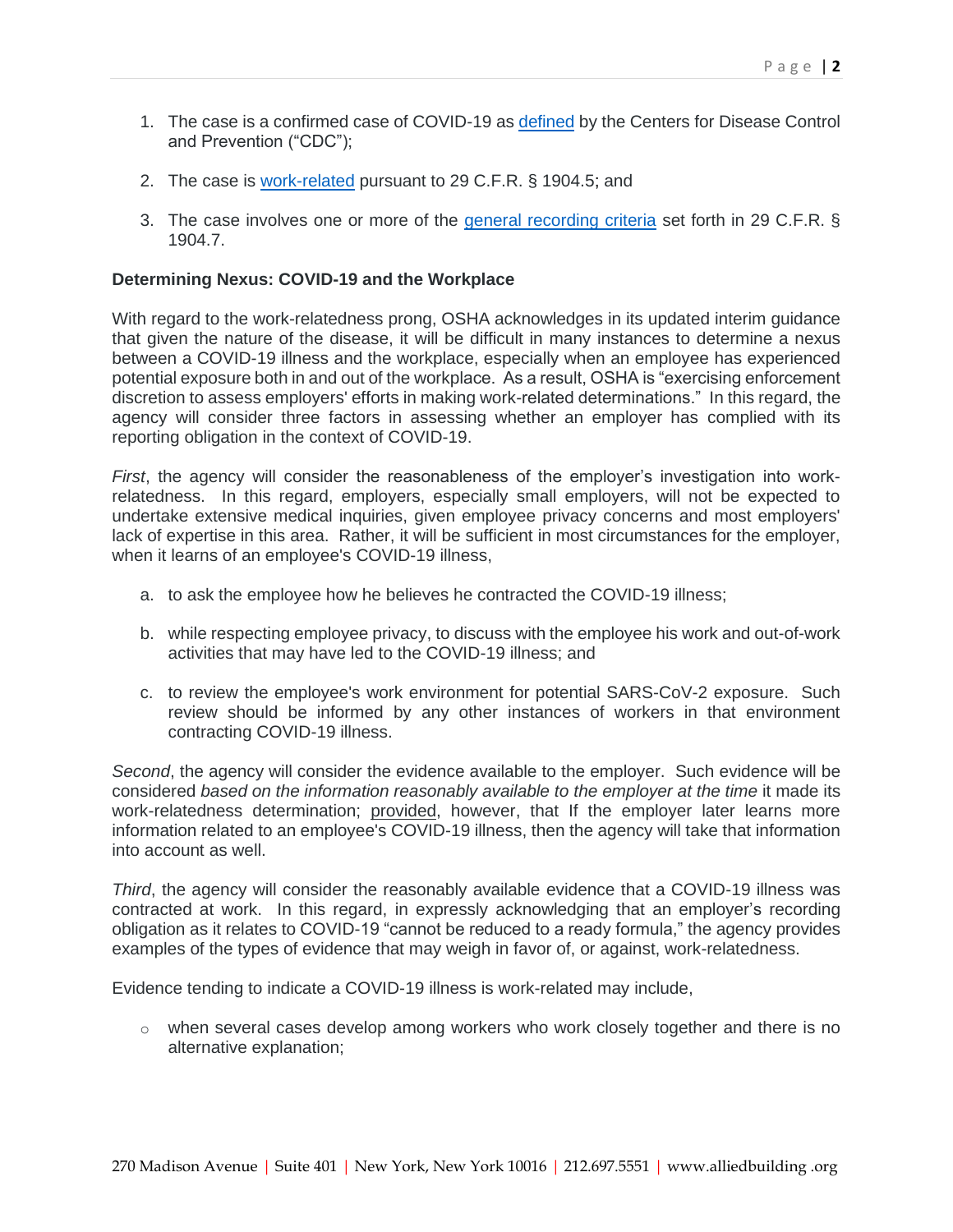1. The case is a confirmed case of COVID-19 as defined by the Centers for Disease Control and Prevention ("CDC");

2. The case is work-related pursuant to 29 C.F.R. § 1904.5; and

3. The case involves one or more of the general recording criteria set forth in 29 C.F.R. § 1904.7.

**Determining Nexus: COVID-19 and the Workplace**

With regard to the work-relatedness prong, OSHA acknowledges in its updated interim guidance that given the nature of the disease, it will be difficult in many instances to determine a nexus between a COVID-19 illness and the workplace, especially when an employee has experienced potential exposure both in and out of the workplace. As a result, OSHA is "exercising enforcement discretion to assess employers' efforts in making work-related determinations." In this regard, the agency will consider three factors in assessing whether an employer has complied with its reporting obligation in the context of COVID-19.

*First*, the agency will consider the reasonableness of the employer's investigation into work-relatedness. In this regard, employers, especially small employers, will not be expected to undertake extensive medical inquiries, given employee privacy concerns and most employers' lack of expertise in this area. Rather, it will be sufficient in most circumstances for the employer, when it learns of an employee's COVID-19 illness,

a. to ask the employee how he believes he contracted the COVID-19 illness;

b. while respecting employee privacy, to discuss with the employee his work and out-of-work activities that may have led to the COVID-19 illness; and

c. to review the employee's work environment for potential SARS-CoV-2 exposure. Such review should be informed by any other instances of workers in that environment contracting COVID-19 illness.

*Second*, the agency will consider the evidence available to the employer. Such evidence will be considered *based on the information reasonably available to the employer at the time* it made its work-relatedness determination; provided, however, that If the employer later learns more information related to an employee's COVID-19 illness, then the agency will take that information into account as well.

*Third*, the agency will consider the reasonably available evidence that a COVID-19 illness was contracted at work. In this regard, in expressly acknowledging that an employer's recording obligation as it relates to COVID-19 "cannot be reduced to a ready formula," the agency provides examples of the types of evidence that may weigh in favor of, or against, work-relatedness.

Evidence tending to indicate a COVID-19 illness is work-related may include,

- when several cases develop among workers who work closely together and there is no alternative explanation;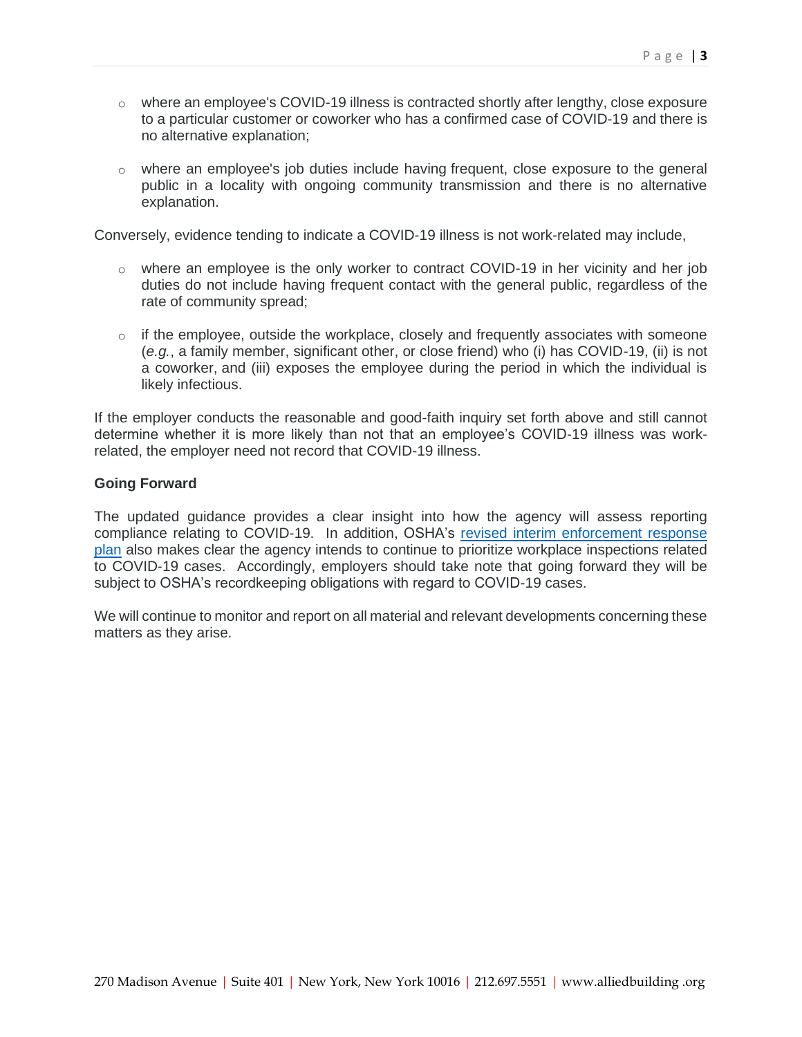- where an employee's COVID-19 illness is contracted shortly after lengthy, close exposure to a particular customer or coworker who has a confirmed case of COVID-19 and there is no alternative explanation;

- where an employee's job duties include having frequent, close exposure to the general public in a locality with ongoing community transmission and there is no alternative explanation.

Conversely, evidence tending to indicate a COVID-19 illness is not work-related may include,

- where an employee is the only worker to contract COVID-19 in her vicinity and her job duties do not include having frequent contact with the general public, regardless of the rate of community spread;

- if the employee, outside the workplace, closely and frequently associates with someone (*e.g.*, a family member, significant other, or close friend) who (i) has COVID-19, (ii) is not a coworker, and (iii) exposes the employee during the period in which the individual is likely infectious.

If the employer conducts the reasonable and good-faith inquiry set forth above and still cannot determine whether it is more likely than not that an employee's COVID-19 illness was work-related, the employer need not record that COVID-19 illness.

**Going Forward**

The updated guidance provides a clear insight into how the agency will assess reporting compliance relating to COVID-19. In addition, OSHA's revised interim enforcement response plan also makes clear the agency intends to continue to prioritize workplace inspections related to COVID-19 cases. Accordingly, employers should take note that going forward they will be subject to OSHA's recordkeeping obligations with regard to COVID-19 cases.

We will continue to monitor and report on all material and relevant developments concerning these matters as they arise.